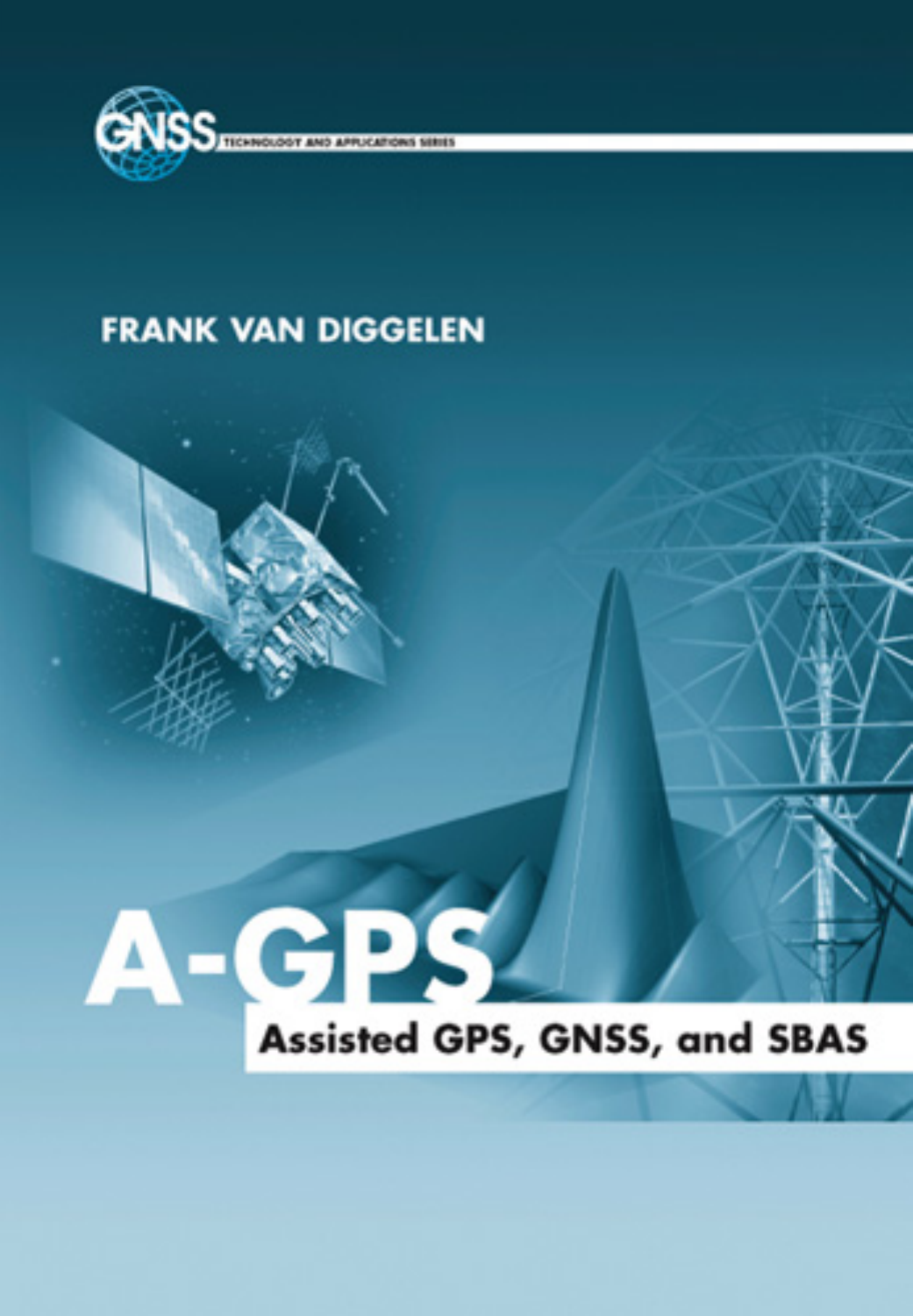GNSS TECHNOLOGY AND APPLICATIONS SERIES

FRANK VAN DIGGELEN

# A-GPS

## Assisted GPS, GNSS, and SBAS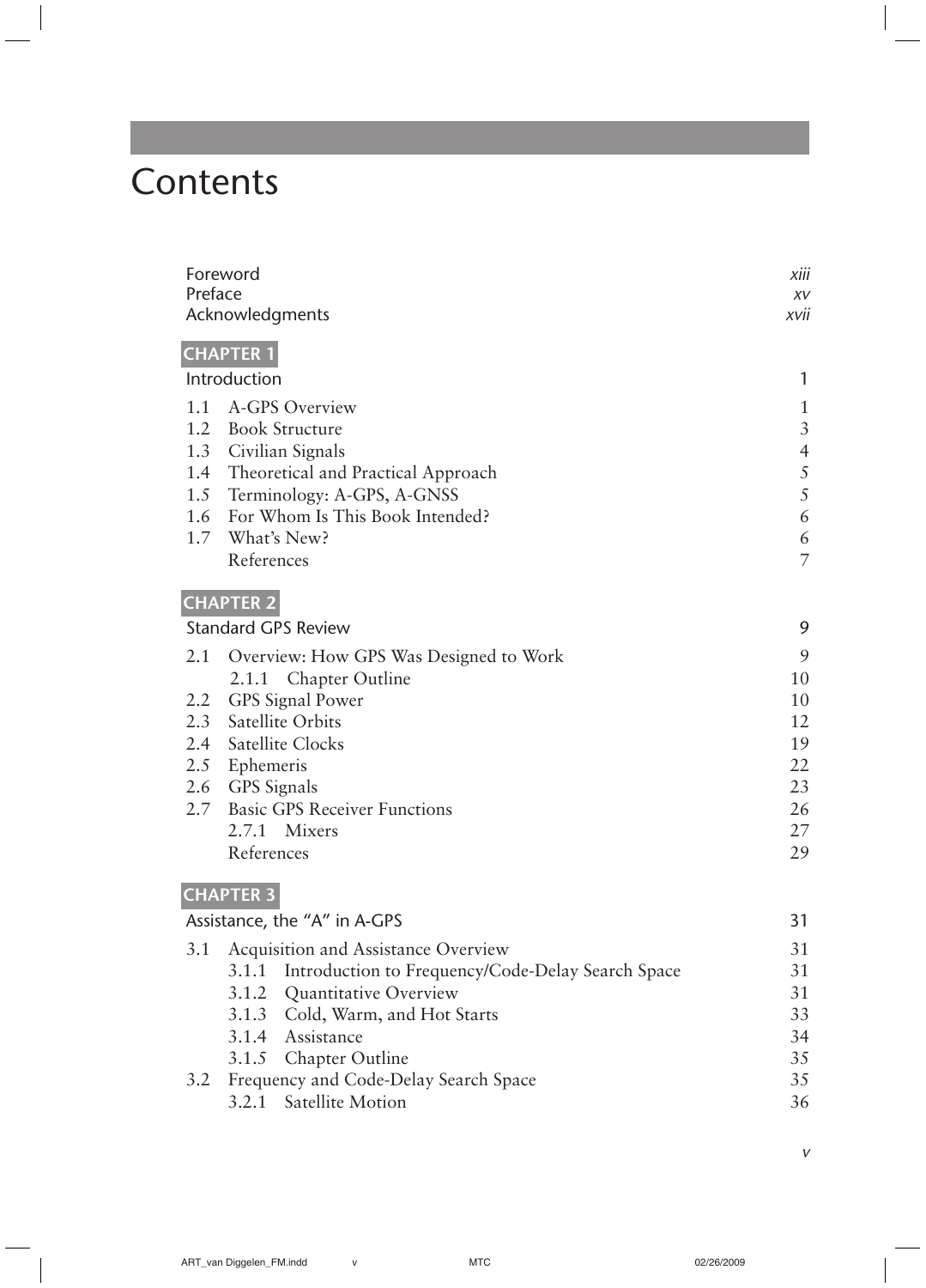# Contents

| | |
|---|---|
| Foreword | *xiii* |
| Preface | *xv* |
| Acknowledgments | *xvii* |

## CHAPTER 1

| | |
|---|---|
| **Introduction** | **1** |
| 1.1 A-GPS Overview | 1 |
| 1.2 Book Structure | 3 |
| 1.3 Civilian Signals | 4 |
| 1.4 Theoretical and Practical Approach | 5 |
| 1.5 Terminology: A-GPS, A-GNSS | 5 |
| 1.6 For Whom Is This Book Intended? | 6 |
| 1.7 What's New? | 6 |
| References | 7 |

## CHAPTER 2

| | |
|---|---|
| **Standard GPS Review** | **9** |
| 2.1 Overview: How GPS Was Designed to Work | 9 |
| 2.1.1 Chapter Outline | 10 |
| 2.2 GPS Signal Power | 10 |
| 2.3 Satellite Orbits | 12 |
| 2.4 Satellite Clocks | 19 |
| 2.5 Ephemeris | 22 |
| 2.6 GPS Signals | 23 |
| 2.7 Basic GPS Receiver Functions | 26 |
| 2.7.1 Mixers | 27 |
| References | 29 |

## CHAPTER 3

| | |
|---|---|
| **Assistance, the "A" in A-GPS** | **31** |
| 3.1 Acquisition and Assistance Overview | 31 |
| 3.1.1 Introduction to Frequency/Code-Delay Search Space | 31 |
| 3.1.2 Quantitative Overview | 31 |
| 3.1.3 Cold, Warm, and Hot Starts | 33 |
| 3.1.4 Assistance | 34 |
| 3.1.5 Chapter Outline | 35 |
| 3.2 Frequency and Code-Delay Search Space | 35 |
| 3.2.1 Satellite Motion | 36 |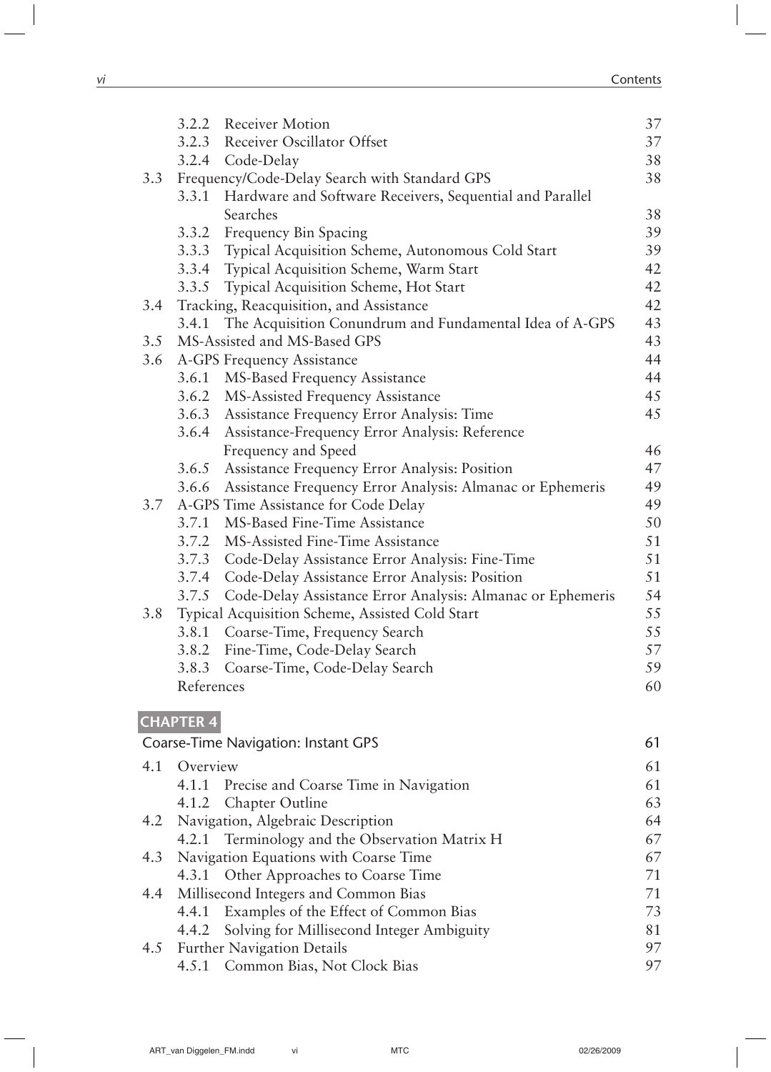| | | |
|---|---|---|
| | 3.2.2 Receiver Motion | 37 |
| | 3.2.3 Receiver Oscillator Offset | 37 |
| | 3.2.4 Code-Delay | 38 |
| 3.3 | Frequency/Code-Delay Search with Standard GPS | 38 |
| | 3.3.1 Hardware and Software Receivers, Sequential and Parallel Searches | 38 |
| | 3.3.2 Frequency Bin Spacing | 39 |
| | 3.3.3 Typical Acquisition Scheme, Autonomous Cold Start | 39 |
| | 3.3.4 Typical Acquisition Scheme, Warm Start | 42 |
| | 3.3.5 Typical Acquisition Scheme, Hot Start | 42 |
| 3.4 | Tracking, Reacquisition, and Assistance | 42 |
| | 3.4.1 The Acquisition Conundrum and Fundamental Idea of A-GPS | 43 |
| 3.5 | MS-Assisted and MS-Based GPS | 43 |
| 3.6 | A-GPS Frequency Assistance | 44 |
| | 3.6.1 MS-Based Frequency Assistance | 44 |
| | 3.6.2 MS-Assisted Frequency Assistance | 45 |
| | 3.6.3 Assistance Frequency Error Analysis: Time | 45 |
| | 3.6.4 Assistance-Frequency Error Analysis: Reference Frequency and Speed | 46 |
| | 3.6.5 Assistance Frequency Error Analysis: Position | 47 |
| | 3.6.6 Assistance Frequency Error Analysis: Almanac or Ephemeris | 49 |
| 3.7 | A-GPS Time Assistance for Code Delay | 49 |
| | 3.7.1 MS-Based Fine-Time Assistance | 50 |
| | 3.7.2 MS-Assisted Fine-Time Assistance | 51 |
| | 3.7.3 Code-Delay Assistance Error Analysis: Fine-Time | 51 |
| | 3.7.4 Code-Delay Assistance Error Analysis: Position | 51 |
| | 3.7.5 Code-Delay Assistance Error Analysis: Almanac or Ephemeris | 54 |
| 3.8 | Typical Acquisition Scheme, Assisted Cold Start | 55 |
| | 3.8.1 Coarse-Time, Frequency Search | 55 |
| | 3.8.2 Fine-Time, Code-Delay Search | 57 |
| | 3.8.3 Coarse-Time, Code-Delay Search | 59 |
| | References | 60 |

## CHAPTER 4

### Coarse-Time Navigation: Instant GPS — 61

| | | |
|---|---|---|
| 4.1 | Overview | 61 |
| | 4.1.1 Precise and Coarse Time in Navigation | 61 |
| | 4.1.2 Chapter Outline | 63 |
| 4.2 | Navigation, Algebraic Description | 64 |
| | 4.2.1 Terminology and the Observation Matrix H | 67 |
| 4.3 | Navigation Equations with Coarse Time | 67 |
| | 4.3.1 Other Approaches to Coarse Time | 71 |
| 4.4 | Millisecond Integers and Common Bias | 71 |
| | 4.4.1 Examples of the Effect of Common Bias | 73 |
| | 4.4.2 Solving for Millisecond Integer Ambiguity | 81 |
| 4.5 | Further Navigation Details | 97 |
| | 4.5.1 Common Bias, Not Clock Bias | 97 |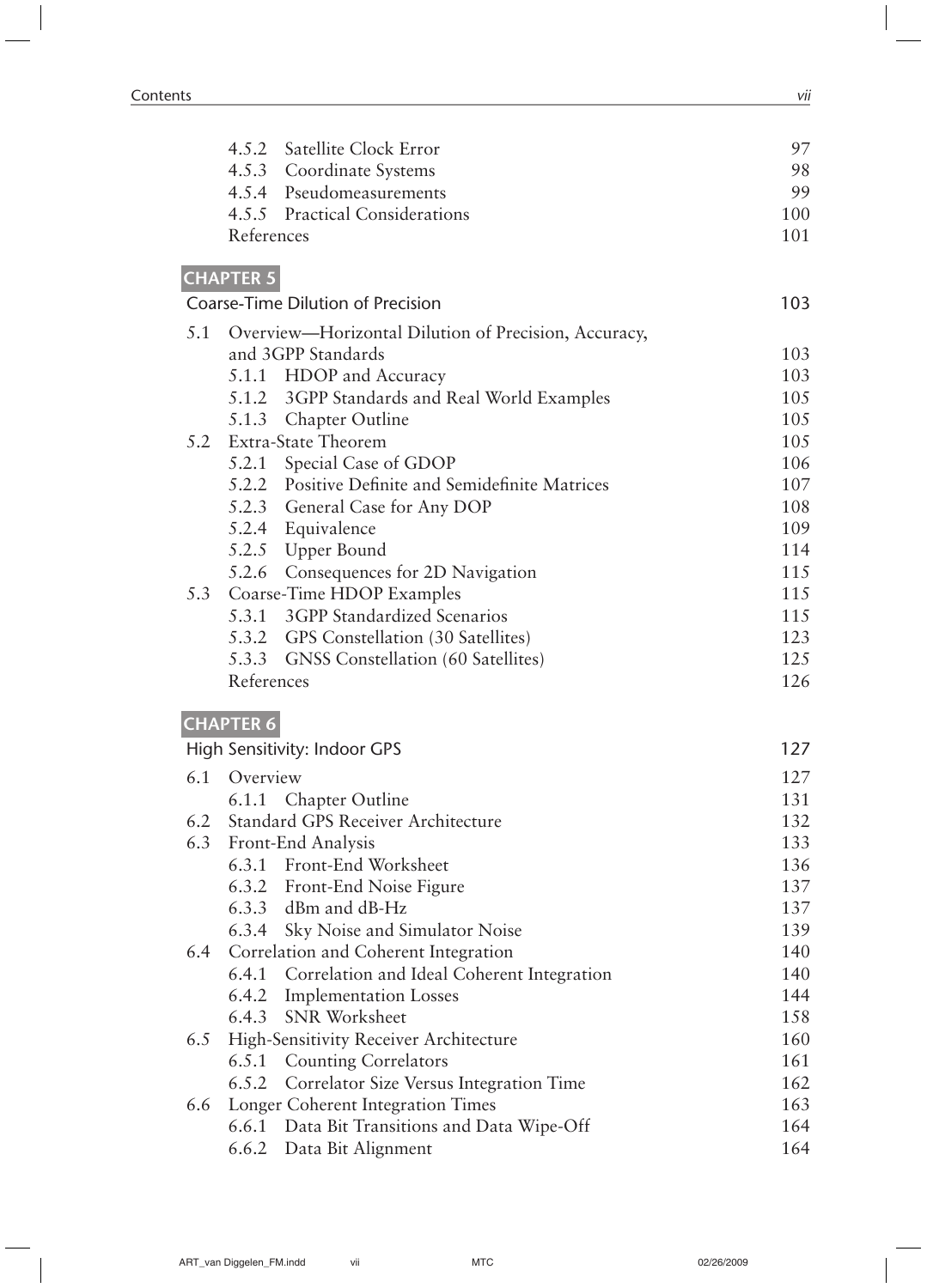| | | |
|---|---|---|
| 4.5.2 | Satellite Clock Error | 97 |
| 4.5.3 | Coordinate Systems | 98 |
| 4.5.4 | Pseudomeasurements | 99 |
| 4.5.5 | Practical Considerations | 100 |
| | References | 101 |

## CHAPTER 5

## Coarse-Time Dilution of Precision — 103

| | | |
|---|---|---|
| 5.1 | Overview—Horizontal Dilution of Precision, Accuracy, and 3GPP Standards | 103 |
| 5.1.1 | HDOP and Accuracy | 103 |
| 5.1.2 | 3GPP Standards and Real World Examples | 105 |
| 5.1.3 | Chapter Outline | 105 |
| 5.2 | Extra-State Theorem | 105 |
| 5.2.1 | Special Case of GDOP | 106 |
| 5.2.2 | Positive Definite and Semidefinite Matrices | 107 |
| 5.2.3 | General Case for Any DOP | 108 |
| 5.2.4 | Equivalence | 109 |
| 5.2.5 | Upper Bound | 114 |
| 5.2.6 | Consequences for 2D Navigation | 115 |
| 5.3 | Coarse-Time HDOP Examples | 115 |
| 5.3.1 | 3GPP Standardized Scenarios | 115 |
| 5.3.2 | GPS Constellation (30 Satellites) | 123 |
| 5.3.3 | GNSS Constellation (60 Satellites) | 125 |
| | References | 126 |

## CHAPTER 6

## High Sensitivity: Indoor GPS — 127

| | | |
|---|---|---|
| 6.1 | Overview | 127 |
| 6.1.1 | Chapter Outline | 131 |
| 6.2 | Standard GPS Receiver Architecture | 132 |
| 6.3 | Front-End Analysis | 133 |
| 6.3.1 | Front-End Worksheet | 136 |
| 6.3.2 | Front-End Noise Figure | 137 |
| 6.3.3 | dBm and dB-Hz | 137 |
| 6.3.4 | Sky Noise and Simulator Noise | 139 |
| 6.4 | Correlation and Coherent Integration | 140 |
| 6.4.1 | Correlation and Ideal Coherent Integration | 140 |
| 6.4.2 | Implementation Losses | 144 |
| 6.4.3 | SNR Worksheet | 158 |
| 6.5 | High-Sensitivity Receiver Architecture | 160 |
| 6.5.1 | Counting Correlators | 161 |
| 6.5.2 | Correlator Size Versus Integration Time | 162 |
| 6.6 | Longer Coherent Integration Times | 163 |
| 6.6.1 | Data Bit Transitions and Data Wipe-Off | 164 |
| 6.6.2 | Data Bit Alignment | 164 |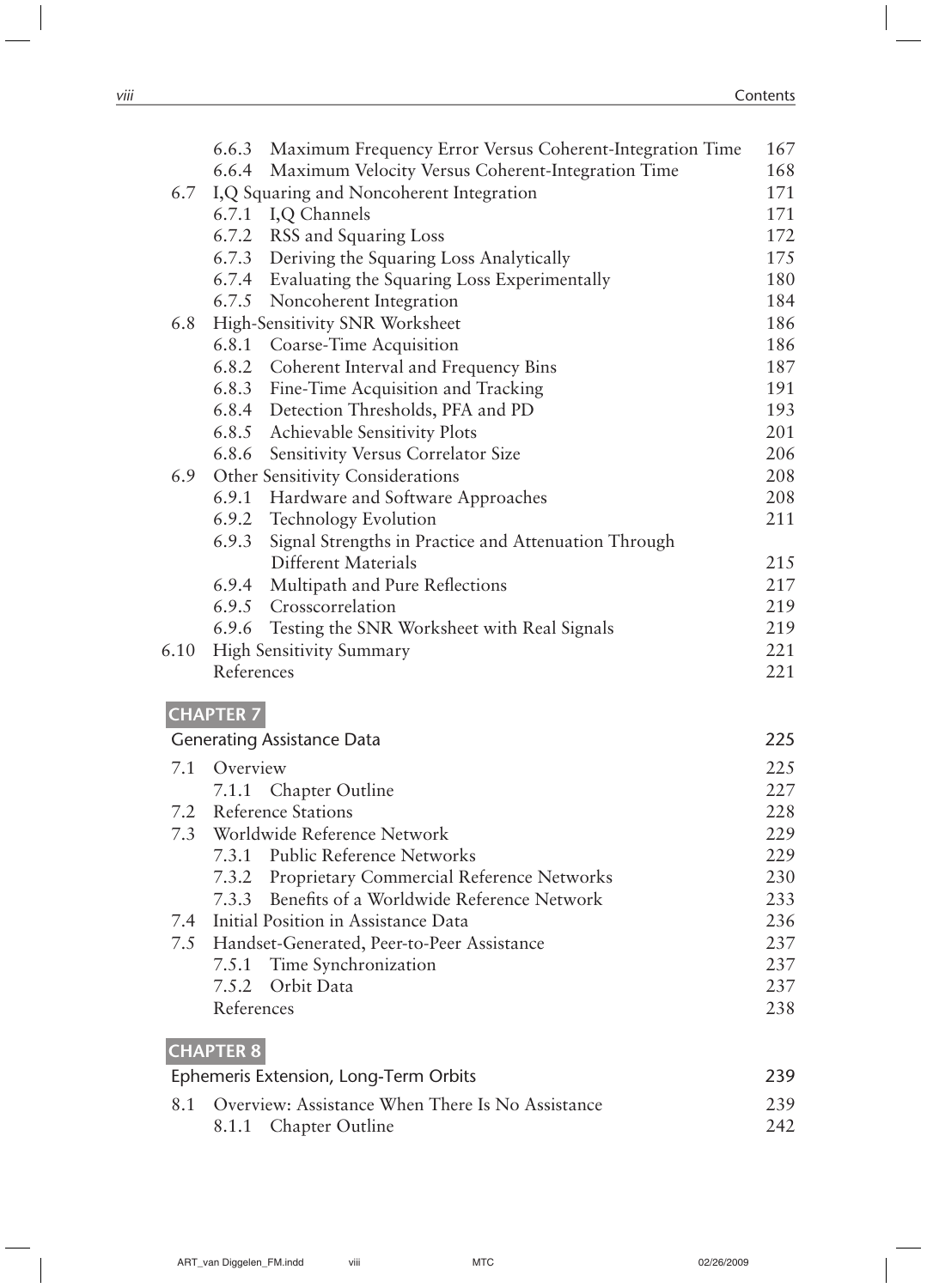| | | |
|---|---|---|
| 6.6.3 | Maximum Frequency Error Versus Coherent-Integration Time | 167 |
| 6.6.4 | Maximum Velocity Versus Coherent-Integration Time | 168 |
| 6.7 | I,Q Squaring and Noncoherent Integration | 171 |
| 6.7.1 | I,Q Channels | 171 |
| 6.7.2 | RSS and Squaring Loss | 172 |
| 6.7.3 | Deriving the Squaring Loss Analytically | 175 |
| 6.7.4 | Evaluating the Squaring Loss Experimentally | 180 |
| 6.7.5 | Noncoherent Integration | 184 |
| 6.8 | High-Sensitivity SNR Worksheet | 186 |
| 6.8.1 | Coarse-Time Acquisition | 186 |
| 6.8.2 | Coherent Interval and Frequency Bins | 187 |
| 6.8.3 | Fine-Time Acquisition and Tracking | 191 |
| 6.8.4 | Detection Thresholds, PFA and PD | 193 |
| 6.8.5 | Achievable Sensitivity Plots | 201 |
| 6.8.6 | Sensitivity Versus Correlator Size | 206 |
| 6.9 | Other Sensitivity Considerations | 208 |
| 6.9.1 | Hardware and Software Approaches | 208 |
| 6.9.2 | Technology Evolution | 211 |
| 6.9.3 | Signal Strengths in Practice and Attenuation Through Different Materials | 215 |
| 6.9.4 | Multipath and Pure Reflections | 217 |
| 6.9.5 | Crosscorrelation | 219 |
| 6.9.6 | Testing the SNR Worksheet with Real Signals | 219 |
| 6.10 | High Sensitivity Summary | 221 |
| | References | 221 |

## CHAPTER 7

### Generating Assistance Data — 225

| | | |
|---|---|---|
| 7.1 | Overview | 225 |
| 7.1.1 | Chapter Outline | 227 |
| 7.2 | Reference Stations | 228 |
| 7.3 | Worldwide Reference Network | 229 |
| 7.3.1 | Public Reference Networks | 229 |
| 7.3.2 | Proprietary Commercial Reference Networks | 230 |
| 7.3.3 | Benefits of a Worldwide Reference Network | 233 |
| 7.4 | Initial Position in Assistance Data | 236 |
| 7.5 | Handset-Generated, Peer-to-Peer Assistance | 237 |
| 7.5.1 | Time Synchronization | 237 |
| 7.5.2 | Orbit Data | 237 |
| | References | 238 |

## CHAPTER 8

### Ephemeris Extension, Long-Term Orbits — 239

| | | |
|---|---|---|
| 8.1 | Overview: Assistance When There Is No Assistance | 239 |
| 8.1.1 | Chapter Outline | 242 |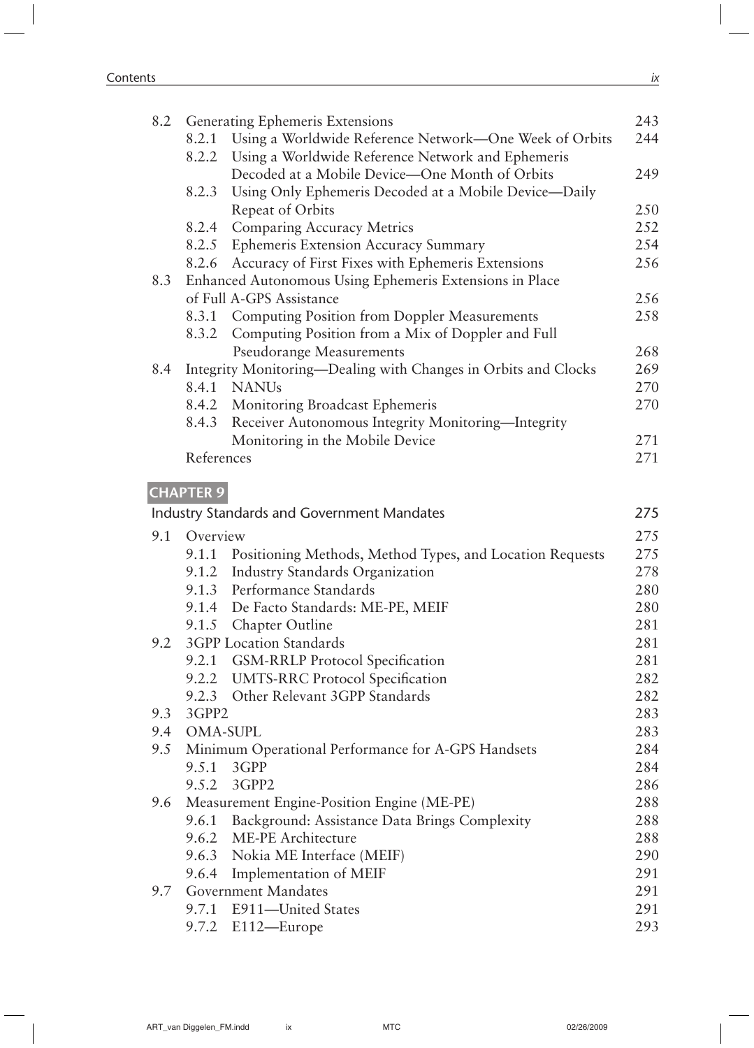| | | |
|---|---|---|
| 8.2 | Generating Ephemeris Extensions | 243 |
| | 8.2.1 Using a Worldwide Reference Network—One Week of Orbits | 244 |
| | 8.2.2 Using a Worldwide Reference Network and Ephemeris Decoded at a Mobile Device—One Month of Orbits | 249 |
| | 8.2.3 Using Only Ephemeris Decoded at a Mobile Device—Daily Repeat of Orbits | 250 |
| | 8.2.4 Comparing Accuracy Metrics | 252 |
| | 8.2.5 Ephemeris Extension Accuracy Summary | 254 |
| | 8.2.6 Accuracy of First Fixes with Ephemeris Extensions | 256 |
| 8.3 | Enhanced Autonomous Using Ephemeris Extensions in Place of Full A-GPS Assistance | 256 |
| | 8.3.1 Computing Position from Doppler Measurements | 258 |
| | 8.3.2 Computing Position from a Mix of Doppler and Full Pseudorange Measurements | 268 |
| 8.4 | Integrity Monitoring—Dealing with Changes in Orbits and Clocks | 269 |
| | 8.4.1 NANUs | 270 |
| | 8.4.2 Monitoring Broadcast Ephemeris | 270 |
| | 8.4.3 Receiver Autonomous Integrity Monitoring—Integrity Monitoring in the Mobile Device | 271 |
| | References | 271 |

## CHAPTER 9

## Industry Standards and Government Mandates — 275

| | | |
|---|---|---|
| 9.1 | Overview | 275 |
| | 9.1.1 Positioning Methods, Method Types, and Location Requests | 275 |
| | 9.1.2 Industry Standards Organization | 278 |
| | 9.1.3 Performance Standards | 280 |
| | 9.1.4 De Facto Standards: ME-PE, MEIF | 280 |
| | 9.1.5 Chapter Outline | 281 |
| 9.2 | 3GPP Location Standards | 281 |
| | 9.2.1 GSM-RRLP Protocol Specification | 281 |
| | 9.2.2 UMTS-RRC Protocol Specification | 282 |
| | 9.2.3 Other Relevant 3GPP Standards | 282 |
| 9.3 | 3GPP2 | 283 |
| 9.4 | OMA-SUPL | 283 |
| 9.5 | Minimum Operational Performance for A-GPS Handsets | 284 |
| | 9.5.1 3GPP | 284 |
| | 9.5.2 3GPP2 | 286 |
| 9.6 | Measurement Engine-Position Engine (ME-PE) | 288 |
| | 9.6.1 Background: Assistance Data Brings Complexity | 288 |
| | 9.6.2 ME-PE Architecture | 288 |
| | 9.6.3 Nokia ME Interface (MEIF) | 290 |
| | 9.6.4 Implementation of MEIF | 291 |
| 9.7 | Government Mandates | 291 |
| | 9.7.1 E911—United States | 291 |
| | 9.7.2 E112—Europe | 293 |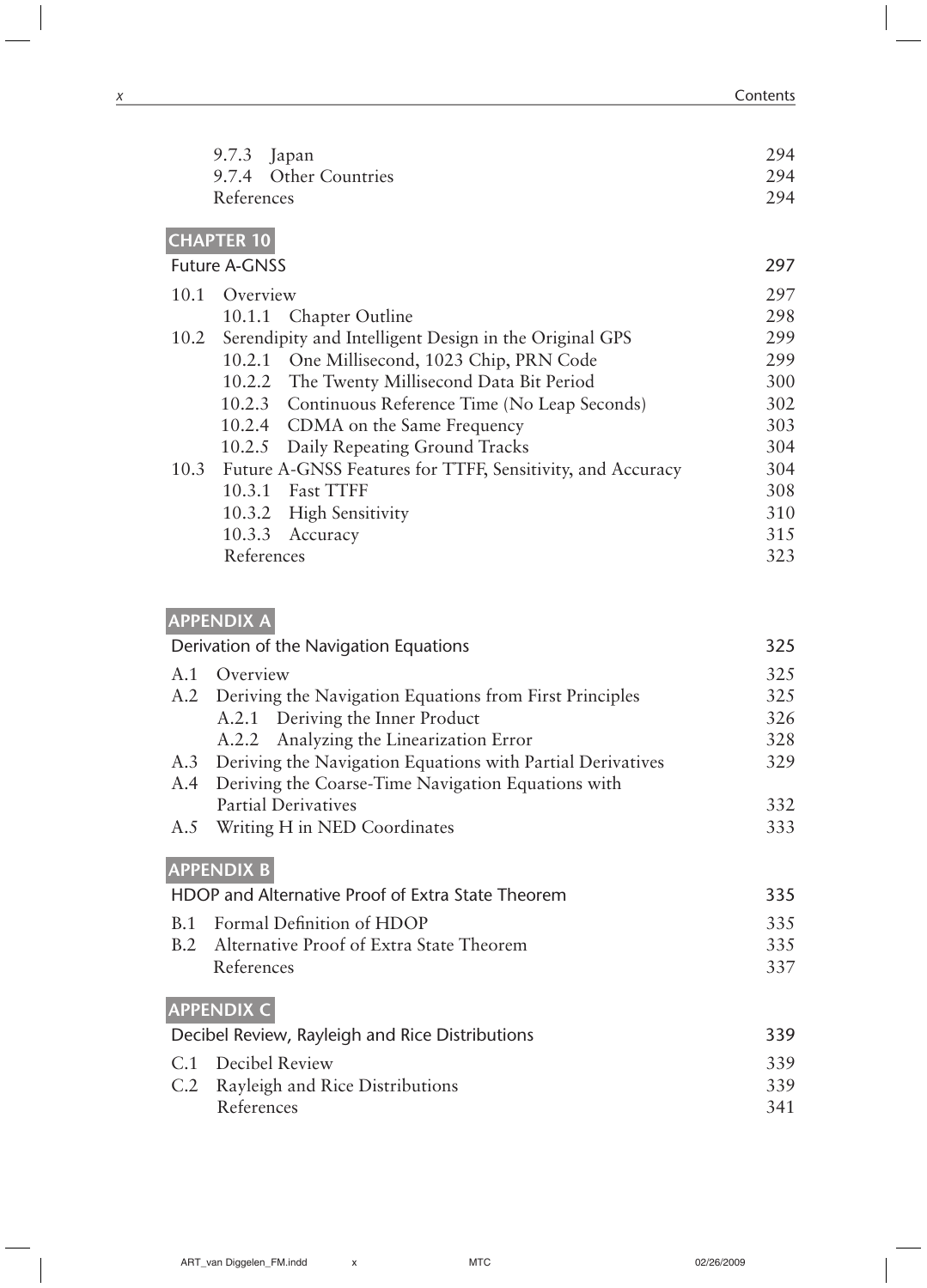9.7.3 Japan 294
9.7.4 Other Countries 294
References 294

## CHAPTER 10

### Future A-GNSS 297

10.1 Overview 297
10.1.1 Chapter Outline 298
10.2 Serendipity and Intelligent Design in the Original GPS 299
10.2.1 One Millisecond, 1023 Chip, PRN Code 299
10.2.2 The Twenty Millisecond Data Bit Period 300
10.2.3 Continuous Reference Time (No Leap Seconds) 302
10.2.4 CDMA on the Same Frequency 303
10.2.5 Daily Repeating Ground Tracks 304
10.3 Future A-GNSS Features for TTFF, Sensitivity, and Accuracy 304
10.3.1 Fast TTFF 308
10.3.2 High Sensitivity 310
10.3.3 Accuracy 315
References 323

## APPENDIX A

### Derivation of the Navigation Equations 325

A.1 Overview 325
A.2 Deriving the Navigation Equations from First Principles 325
A.2.1 Deriving the Inner Product 326
A.2.2 Analyzing the Linearization Error 328
A.3 Deriving the Navigation Equations with Partial Derivatives 329
A.4 Deriving the Coarse-Time Navigation Equations with Partial Derivatives 332
A.5 Writing H in NED Coordinates 333

## APPENDIX B

### HDOP and Alternative Proof of Extra State Theorem 335

B.1 Formal Definition of HDOP 335
B.2 Alternative Proof of Extra State Theorem 335
References 337

## APPENDIX C

### Decibel Review, Rayleigh and Rice Distributions 339

C.1 Decibel Review 339
C.2 Rayleigh and Rice Distributions 339
References 341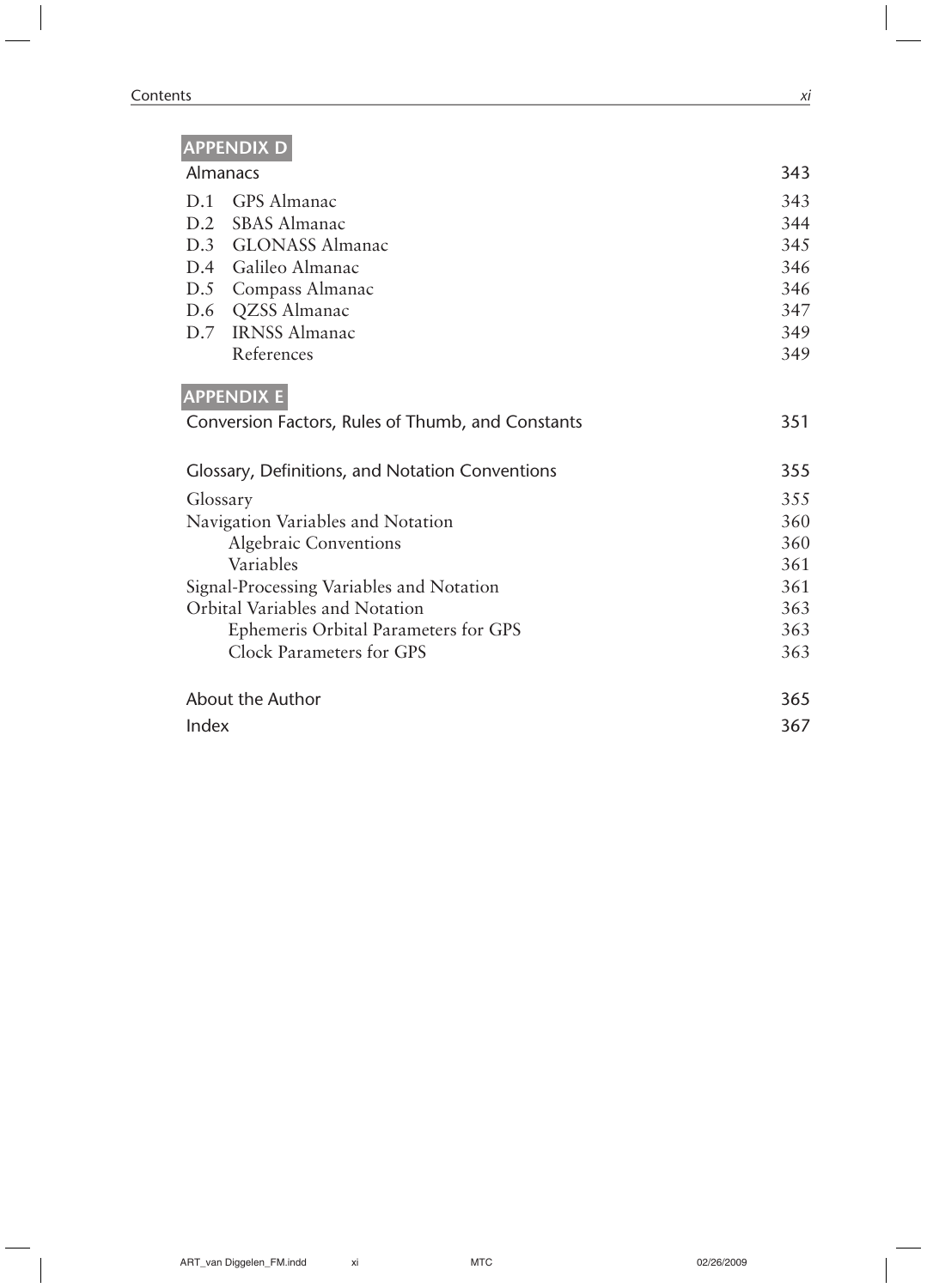## APPENDIX D

**Almanacs** 343

D.1 GPS Almanac 343
D.2 SBAS Almanac 344
D.3 GLONASS Almanac 345
D.4 Galileo Almanac 346
D.5 Compass Almanac 346
D.6 QZSS Almanac 347
D.7 IRNSS Almanac 349
References 349

## APPENDIX E

**Conversion Factors, Rules of Thumb, and Constants** 351

**Glossary, Definitions, and Notation Conventions** 355

Glossary 355
Navigation Variables and Notation 360
  Algebraic Conventions 360
  Variables 361
Signal-Processing Variables and Notation 361
Orbital Variables and Notation 363
  Ephemeris Orbital Parameters for GPS 363
  Clock Parameters for GPS 363

**About the Author** 365

**Index** 367